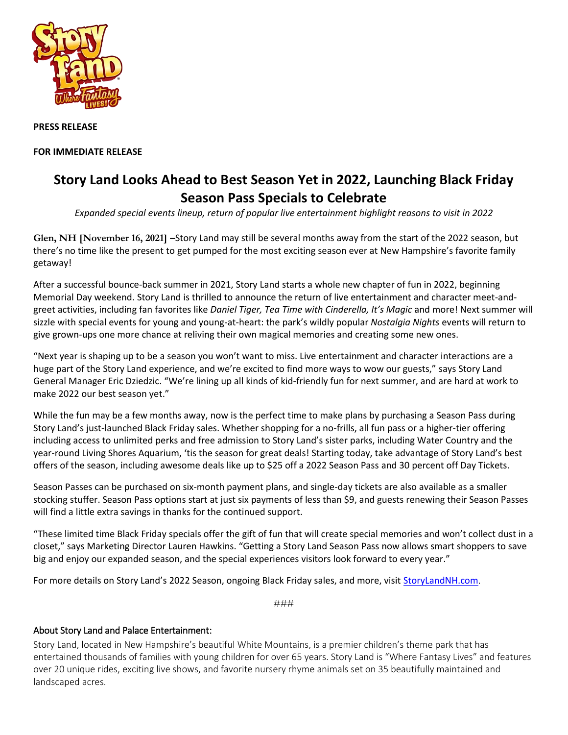**PRESS RELEASE**

**FOR IMMEDIATE RELEASE**

# Story Land Looks Ahead to Best Season Yet in 2022, Launching Black Friday Season Pass Specials to Celebrate

*Expanded special events lineup, return of popular live entertainment highlight reasons to visit in 2022*

**Glen, NH [November 16, 2021] –**Story Land may still be several months away from the start of the 2022 season, but there's no time like the present to get pumped for the most exciting season ever at New Hampshire's favorite family getaway!

After a successful bounce-back summer in 2021, Story Land starts a whole new chapter of fun in 2022, beginning Memorial Day weekend. Story Land is thrilled to announce the return of live entertainment and character meet-and-greet activities, including fan favorites like *Daniel Tiger, Tea Time with Cinderella, It's Magic* and more! Next summer will sizzle with special events for young and young-at-heart: the park's wildly popular *Nostalgia Nights* events will return to give grown-ups one more chance at reliving their own magical memories and creating some new ones.

"Next year is shaping up to be a season you won't want to miss. Live entertainment and character interactions are a huge part of the Story Land experience, and we're excited to find more ways to wow our guests," says Story Land General Manager Eric Dziedzic. "We're lining up all kinds of kid-friendly fun for next summer, and are hard at work to make 2022 our best season yet."

While the fun may be a few months away, now is the perfect time to make plans by purchasing a Season Pass during Story Land's just-launched Black Friday sales. Whether shopping for a no-frills, all fun pass or a higher-tier offering including access to unlimited perks and free admission to Story Land's sister parks, including Water Country and the year-round Living Shores Aquarium, 'tis the season for great deals! Starting today, take advantage of Story Land's best offers of the season, including awesome deals like up to $25 off a 2022 Season Pass and 30 percent off Day Tickets.

Season Passes can be purchased on six-month payment plans, and single-day tickets are also available as a smaller stocking stuffer. Season Pass options start at just six payments of less than $9, and guests renewing their Season Passes will find a little extra savings in thanks for the continued support.

"These limited time Black Friday specials offer the gift of fun that will create special memories and won't collect dust in a closet," says Marketing Director Lauren Hawkins. "Getting a Story Land Season Pass now allows smart shoppers to save big and enjoy our expanded season, and the special experiences visitors look forward to every year."

For more details on Story Land's 2022 Season, ongoing Black Friday sales, and more, visit [StoryLandNH.com](StoryLandNH.com).

###

## About Story Land and Palace Entertainment:

Story Land, located in New Hampshire's beautiful White Mountains, is a premier children's theme park that has entertained thousands of families with young children for over 65 years. Story Land is "Where Fantasy Lives" and features over 20 unique rides, exciting live shows, and favorite nursery rhyme animals set on 35 beautifully maintained and landscaped acres.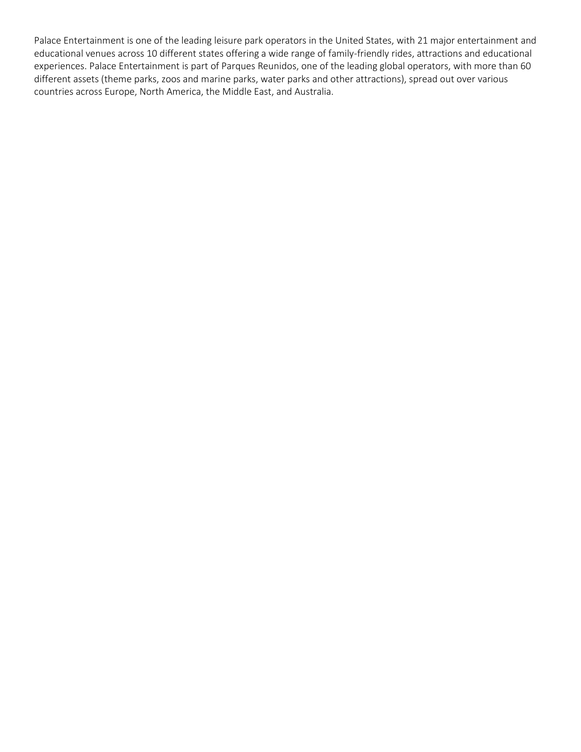Palace Entertainment is one of the leading leisure park operators in the United States, with 21 major entertainment and educational venues across 10 different states offering a wide range of family-friendly rides, attractions and educational experiences. Palace Entertainment is part of Parques Reunidos, one of the leading global operators, with more than 60 different assets (theme parks, zoos and marine parks, water parks and other attractions), spread out over various countries across Europe, North America, the Middle East, and Australia.